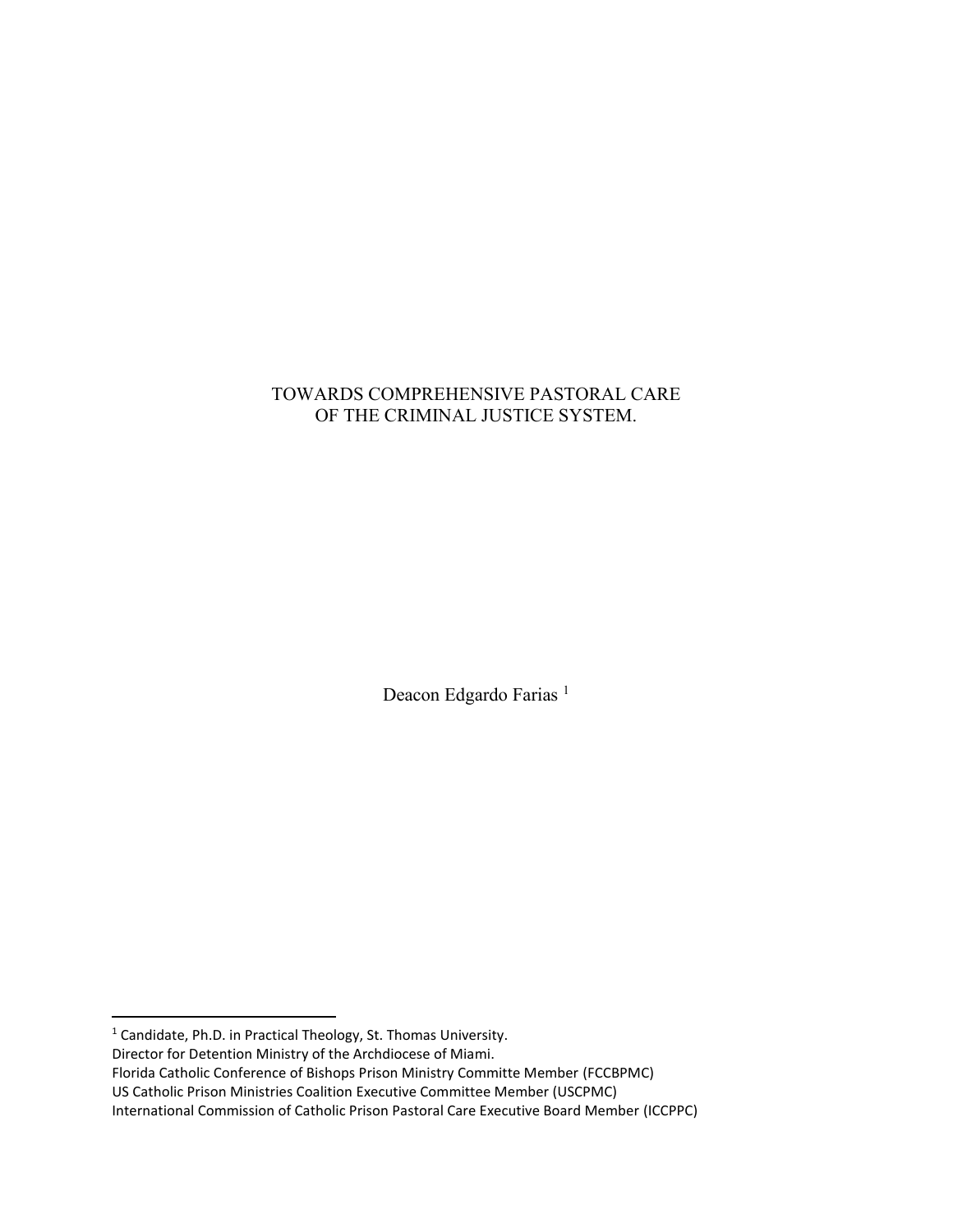# TOWARDS COMPREHENSIVE PASTORAL CARE OF THE CRIMINAL JUSTICE SYSTEM.

Deacon Edgardo Farias [1]

---

[1] Candidate, Ph.D. in Practical Theology, St. Thomas University.
Director for Detention Ministry of the Archdiocese of Miami.
Florida Catholic Conference of Bishops Prison Ministry Committe Member (FCCBPMC)
US Catholic Prison Ministries Coalition Executive Committee Member (USCPMC)
International Commission of Catholic Prison Pastoral Care Executive Board Member (ICCPPC)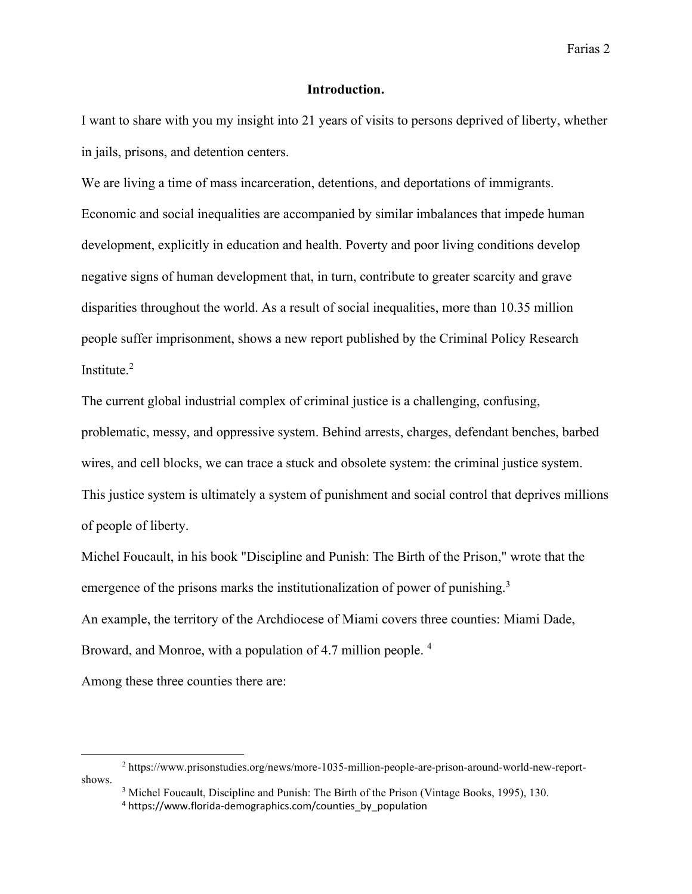**Introduction.**

I want to share with you my insight into 21 years of visits to persons deprived of liberty, whether in jails, prisons, and detention centers.

We are living a time of mass incarceration, detentions, and deportations of immigrants. Economic and social inequalities are accompanied by similar imbalances that impede human development, explicitly in education and health. Poverty and poor living conditions develop negative signs of human development that, in turn, contribute to greater scarcity and grave disparities throughout the world. As a result of social inequalities, more than 10.35 million people suffer imprisonment, shows a new report published by the Criminal Policy Research Institute.[2]

The current global industrial complex of criminal justice is a challenging, confusing, problematic, messy, and oppressive system. Behind arrests, charges, defendant benches, barbed wires, and cell blocks, we can trace a stuck and obsolete system: the criminal justice system. This justice system is ultimately a system of punishment and social control that deprives millions of people of liberty.

Michel Foucault, in his book "Discipline and Punish: The Birth of the Prison," wrote that the emergence of the prisons marks the institutionalization of power of punishing.[3]

An example, the territory of the Archdiocese of Miami covers three counties: Miami Dade, Broward, and Monroe, with a population of 4.7 million people. [4]

Among these three counties there are:

---

[2] https://www.prisonstudies.org/news/more-1035-million-people-are-prison-around-world-new-report-shows.

[3] Michel Foucault, Discipline and Punish: The Birth of the Prison (Vintage Books, 1995), 130.

[4] https://www.florida-demographics.com/counties_by_population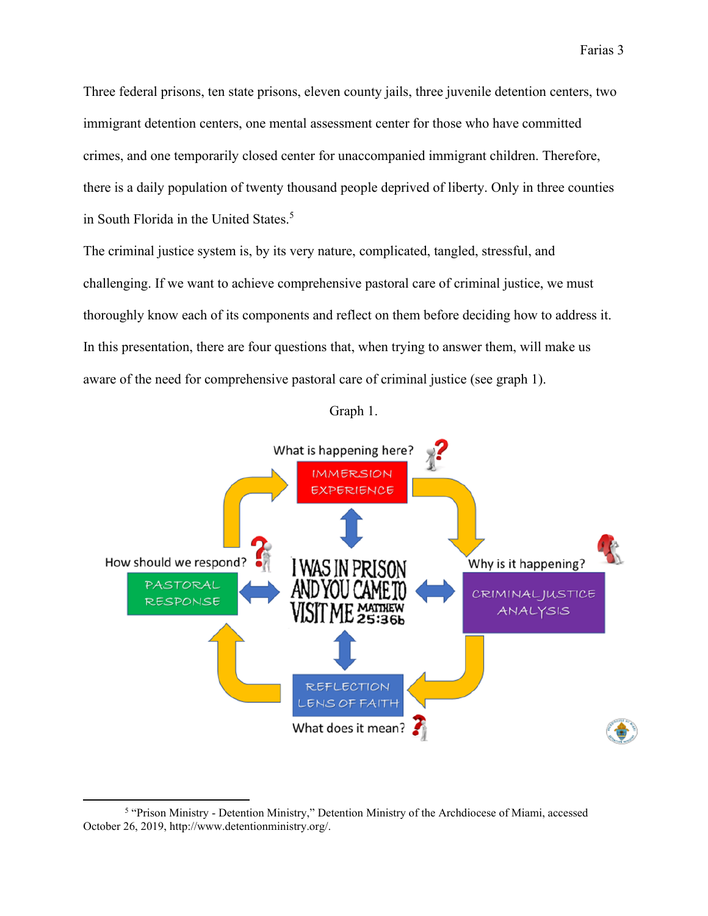Three federal prisons, ten state prisons, eleven county jails, three juvenile detention centers, two immigrant detention centers, one mental assessment center for those who have committed crimes, and one temporarily closed center for unaccompanied immigrant children. Therefore, there is a daily population of twenty thousand people deprived of liberty. Only in three counties in South Florida in the United States.[5]

The criminal justice system is, by its very nature, complicated, tangled, stressful, and challenging. If we want to achieve comprehensive pastoral care of criminal justice, we must thoroughly know each of its components and reflect on them before deciding how to address it. In this presentation, there are four questions that, when trying to answer them, will make us aware of the need for comprehensive pastoral care of criminal justice (see graph 1).

Graph 1.

What is happening here? IMMERSION EXPERIENCE

Why is it happening? CRIMINAL JUSTICE ANALYSIS

What does it mean? REFLECTION LENS OF FAITH

How should we respond? PASTORAL RESPONSE

I WAS IN PRISON AND YOU CAME TO VISIT ME MATTHEW 25:36b

---

[5] "Prison Ministry - Detention Ministry," Detention Ministry of the Archdiocese of Miami, accessed October 26, 2019, http://www.detentionministry.org/.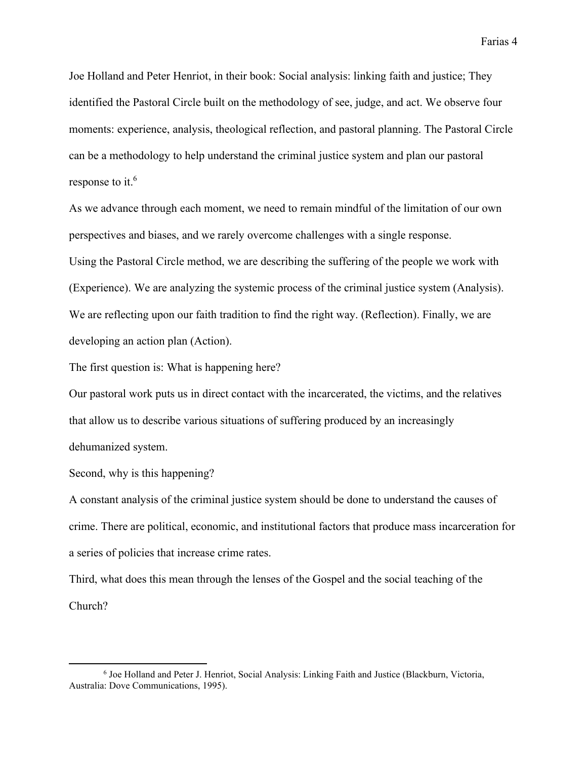Joe Holland and Peter Henriot, in their book: Social analysis: linking faith and justice; They identified the Pastoral Circle built on the methodology of see, judge, and act. We observe four moments: experience, analysis, theological reflection, and pastoral planning. The Pastoral Circle can be a methodology to help understand the criminal justice system and plan our pastoral response to it.[6]

As we advance through each moment, we need to remain mindful of the limitation of our own perspectives and biases, and we rarely overcome challenges with a single response.

Using the Pastoral Circle method, we are describing the suffering of the people we work with (Experience). We are analyzing the systemic process of the criminal justice system (Analysis). We are reflecting upon our faith tradition to find the right way. (Reflection). Finally, we are developing an action plan (Action).

The first question is: What is happening here?

Our pastoral work puts us in direct contact with the incarcerated, the victims, and the relatives that allow us to describe various situations of suffering produced by an increasingly dehumanized system.

Second, why is this happening?

A constant analysis of the criminal justice system should be done to understand the causes of crime. There are political, economic, and institutional factors that produce mass incarceration for a series of policies that increase crime rates.

Third, what does this mean through the lenses of the Gospel and the social teaching of the Church?

---

[6] Joe Holland and Peter J. Henriot, Social Analysis: Linking Faith and Justice (Blackburn, Victoria, Australia: Dove Communications, 1995).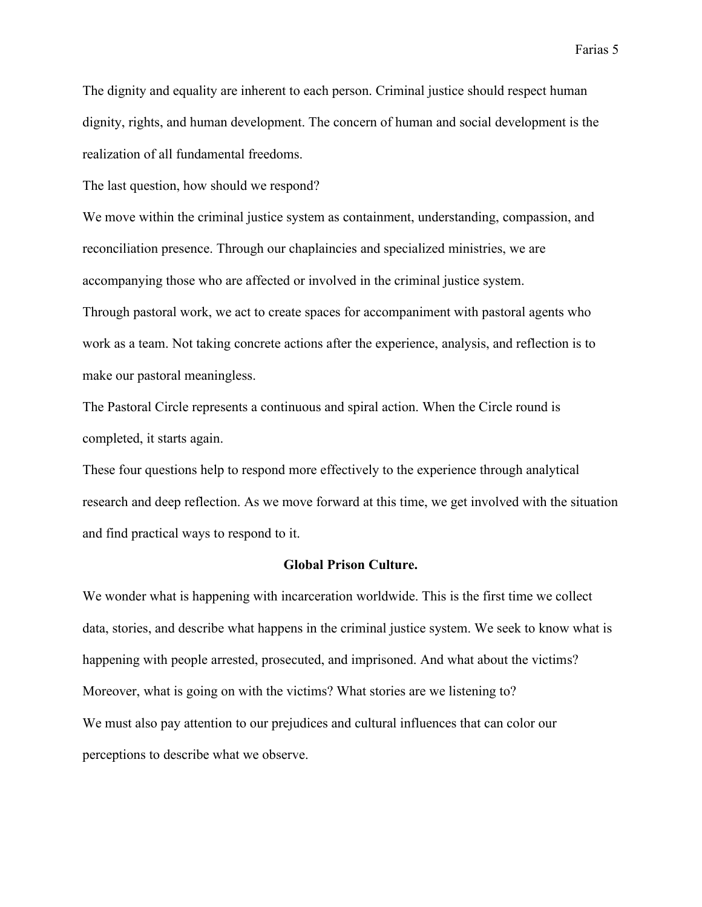The dignity and equality are inherent to each person. Criminal justice should respect human dignity, rights, and human development. The concern of human and social development is the realization of all fundamental freedoms.

The last question, how should we respond?

We move within the criminal justice system as containment, understanding, compassion, and reconciliation presence. Through our chaplaincies and specialized ministries, we are accompanying those who are affected or involved in the criminal justice system.

Through pastoral work, we act to create spaces for accompaniment with pastoral agents who work as a team. Not taking concrete actions after the experience, analysis, and reflection is to make our pastoral meaningless.

The Pastoral Circle represents a continuous and spiral action. When the Circle round is completed, it starts again.

These four questions help to respond more effectively to the experience through analytical research and deep reflection. As we move forward at this time, we get involved with the situation and find practical ways to respond to it.

## Global Prison Culture.

We wonder what is happening with incarceration worldwide. This is the first time we collect data, stories, and describe what happens in the criminal justice system. We seek to know what is happening with people arrested, prosecuted, and imprisoned. And what about the victims? Moreover, what is going on with the victims? What stories are we listening to?

We must also pay attention to our prejudices and cultural influences that can color our perceptions to describe what we observe.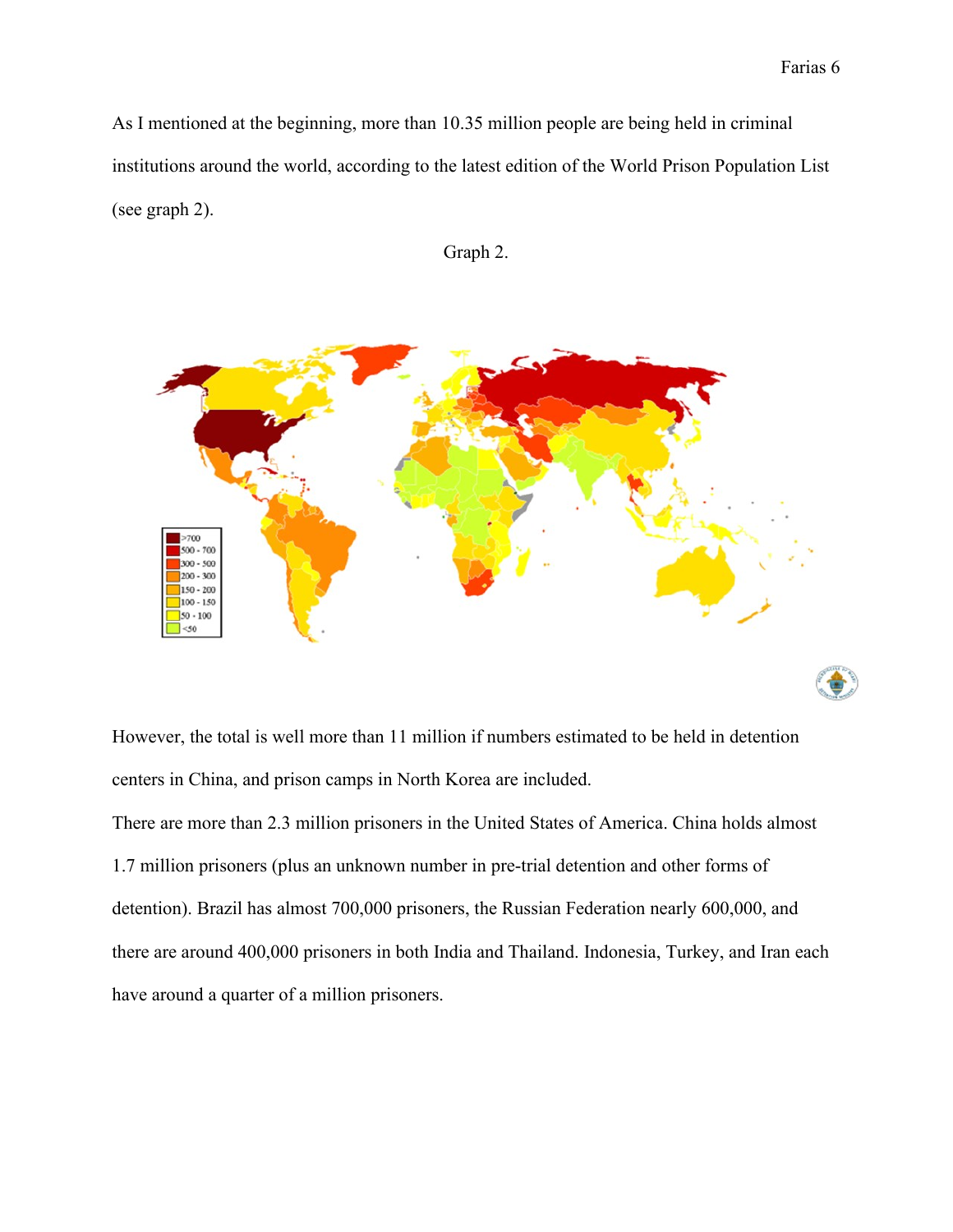As I mentioned at the beginning, more than 10.35 million people are being held in criminal institutions around the world, according to the latest edition of the World Prison Population List (see graph 2).

Graph 2.

However, the total is well more than 11 million if numbers estimated to be held in detention centers in China, and prison camps in North Korea are included.

There are more than 2.3 million prisoners in the United States of America. China holds almost 1.7 million prisoners (plus an unknown number in pre-trial detention and other forms of detention). Brazil has almost 700,000 prisoners, the Russian Federation nearly 600,000, and there are around 400,000 prisoners in both India and Thailand. Indonesia, Turkey, and Iran each have around a quarter of a million prisoners.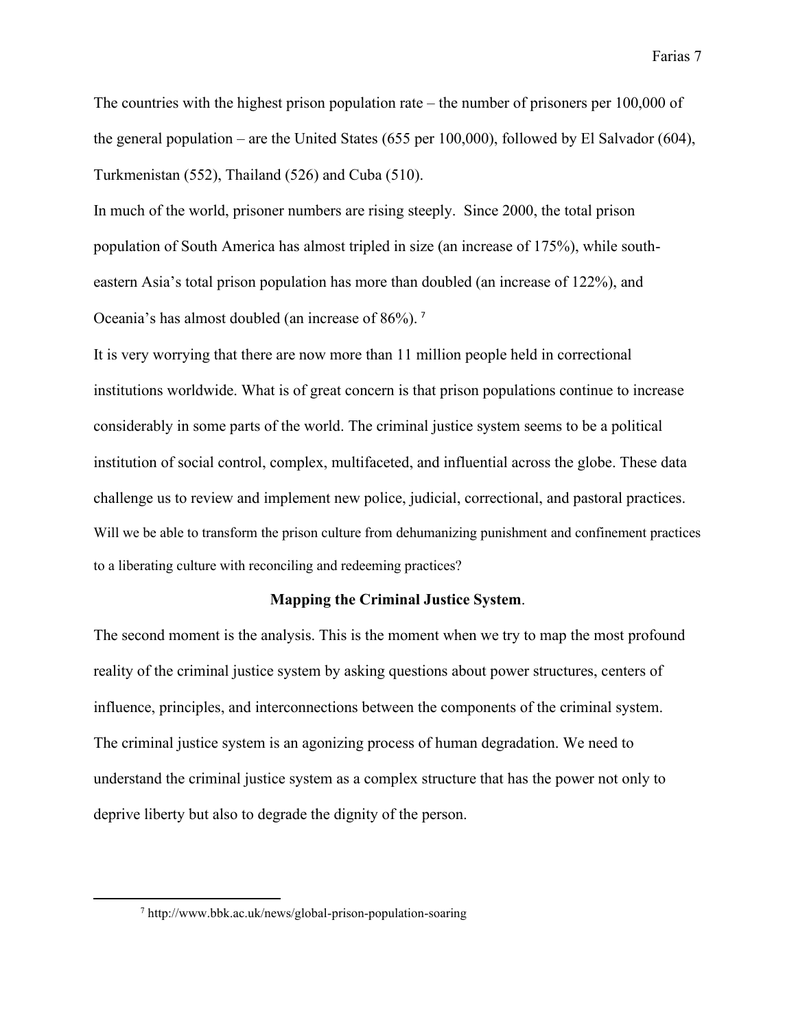The countries with the highest prison population rate – the number of prisoners per 100,000 of the general population – are the United States (655 per 100,000), followed by El Salvador (604), Turkmenistan (552), Thailand (526) and Cuba (510).

In much of the world, prisoner numbers are rising steeply. Since 2000, the total prison population of South America has almost tripled in size (an increase of 175%), while south-eastern Asia's total prison population has more than doubled (an increase of 122%), and Oceania's has almost doubled (an increase of 86%). [7]

It is very worrying that there are now more than 11 million people held in correctional institutions worldwide. What is of great concern is that prison populations continue to increase considerably in some parts of the world. The criminal justice system seems to be a political institution of social control, complex, multifaceted, and influential across the globe. These data challenge us to review and implement new police, judicial, correctional, and pastoral practices. Will we be able to transform the prison culture from dehumanizing punishment and confinement practices to a liberating culture with reconciling and redeeming practices?

### **Mapping the Criminal Justice System**.

The second moment is the analysis. This is the moment when we try to map the most profound reality of the criminal justice system by asking questions about power structures, centers of influence, principles, and interconnections between the components of the criminal system. The criminal justice system is an agonizing process of human degradation. We need to understand the criminal justice system as a complex structure that has the power not only to deprive liberty but also to degrade the dignity of the person.

---

[7] http://www.bbk.ac.uk/news/global-prison-population-soaring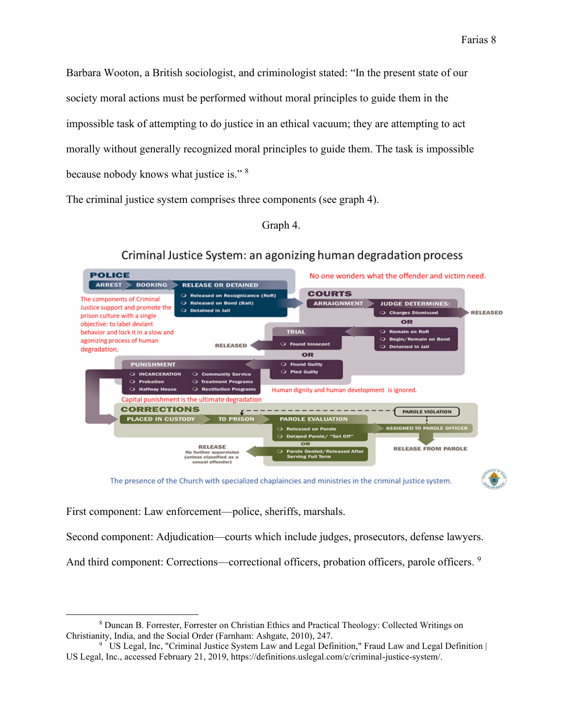Barbara Wooton, a British sociologist, and criminologist stated: "In the present state of our society moral actions must be performed without moral principles to guide them in the impossible task of attempting to do justice in an ethical vacuum; they are attempting to act morally without generally recognized moral principles to guide them. The task is impossible because nobody knows what justice is." [8]

The criminal justice system comprises three components (see graph 4).

Graph 4.

**Criminal Justice System: an agonizing human degradation process**

No one wonders what the offender and victim need.

**POLICE**
- ARREST → BOOKING → RELEASE OR DETAINED
  - Released on Recognizance (RoR)
  - Released on Bond (Bail)
  - Detained in Jail

The components of Criminal Justice support and promote the prison culture with a single objective: to label deviant behavior and lock it in a slow and agonizing process of human degradation.

**COURTS**
- ARRAIGNMENT → JUDGE DETERMINES:
  - Charges Dismissed → RELEASED
  - OR
  - Remain on RoR
  - Begin/Remain on Bond
  - Detained in Jail
- TRIAL
  - Found Innocent → RELEASED
  - OR
  - Found Guilty
  - Pled Guilty

**PUNISHMENT**
- Incarceration
- Probation
- Halfway House
- Community Service
- Treatment Programs
- Restitution Programs

Human dignity and human development is ignored.

Capital punishment is the ultimate degradation

**CORRECTIONS**
- PLACED IN CUSTODY → TO PRISON → PAROLE EVALUATION
  - Released on Parole → ASSIGNED TO PAROLE OFFICER → RELEASE FROM PAROLE
  - Delayed Parole/ "Set Off"
  - OR
  - Parole Denied/Released After Serving Full Term → RELEASE No further supervision (unless classified as a sexual offender)
- PAROLE VIOLATION

The presence of the Church with specialized chaplaincies and ministries in the criminal justice system.

First component: Law enforcement—police, sheriffs, marshals.

Second component: Adjudication—courts which include judges, prosecutors, defense lawyers.

And third component: Corrections—correctional officers, probation officers, parole officers. [9]

---

[8] Duncan B. Forrester, Forrester on Christian Ethics and Practical Theology: Collected Writings on Christianity, India, and the Social Order (Farnham: Ashgate, 2010), 247.

[9] US Legal, Inc, "Criminal Justice System Law and Legal Definition," Fraud Law and Legal Definition | US Legal, Inc., accessed February 21, 2019, https://definitions.uslegal.com/c/criminal-justice-system/.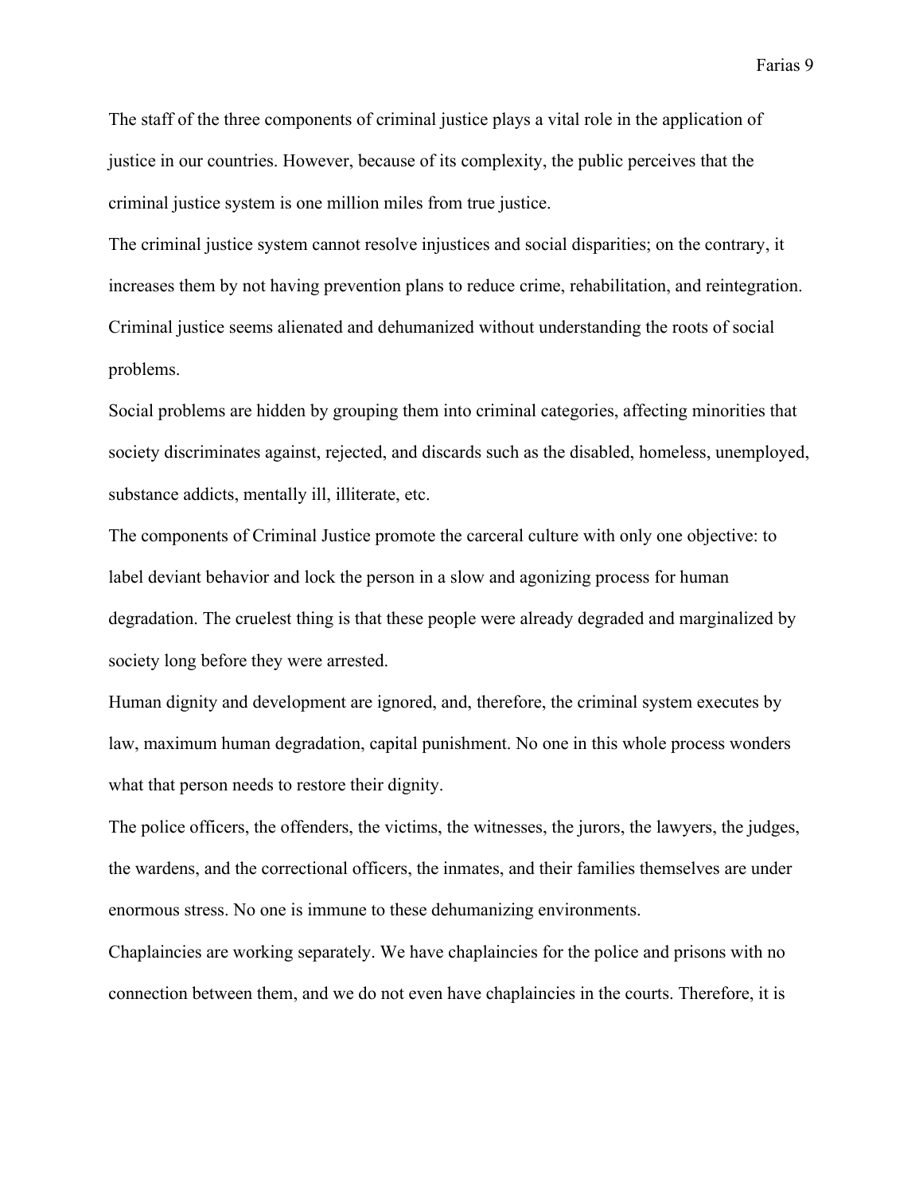The staff of the three components of criminal justice plays a vital role in the application of justice in our countries. However, because of its complexity, the public perceives that the criminal justice system is one million miles from true justice.

The criminal justice system cannot resolve injustices and social disparities; on the contrary, it increases them by not having prevention plans to reduce crime, rehabilitation, and reintegration. Criminal justice seems alienated and dehumanized without understanding the roots of social problems.

Social problems are hidden by grouping them into criminal categories, affecting minorities that society discriminates against, rejected, and discards such as the disabled, homeless, unemployed, substance addicts, mentally ill, illiterate, etc.

The components of Criminal Justice promote the carceral culture with only one objective: to label deviant behavior and lock the person in a slow and agonizing process for human degradation. The cruelest thing is that these people were already degraded and marginalized by society long before they were arrested.

Human dignity and development are ignored, and, therefore, the criminal system executes by law, maximum human degradation, capital punishment. No one in this whole process wonders what that person needs to restore their dignity.

The police officers, the offenders, the victims, the witnesses, the jurors, the lawyers, the judges, the wardens, and the correctional officers, the inmates, and their families themselves are under enormous stress. No one is immune to these dehumanizing environments.

Chaplaincies are working separately. We have chaplaincies for the police and prisons with no connection between them, and we do not even have chaplaincies in the courts. Therefore, it is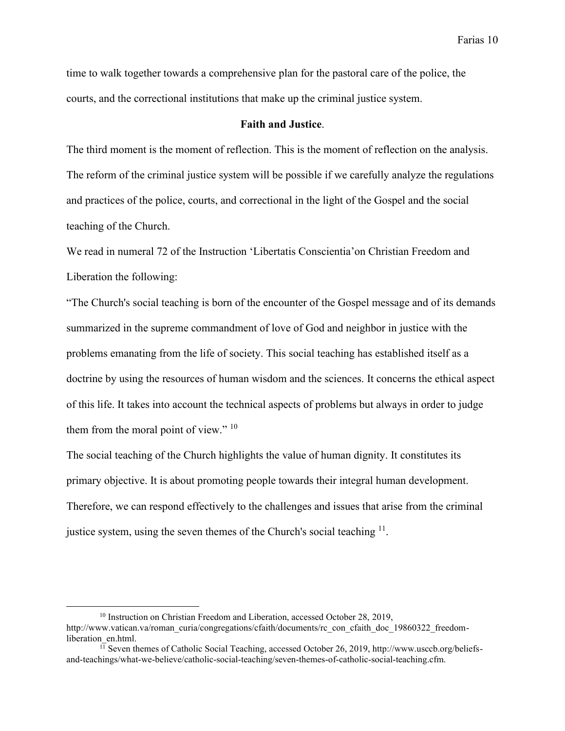time to walk together towards a comprehensive plan for the pastoral care of the police, the courts, and the correctional institutions that make up the criminal justice system.

## Faith and Justice.

The third moment is the moment of reflection. This is the moment of reflection on the analysis. The reform of the criminal justice system will be possible if we carefully analyze the regulations and practices of the police, courts, and correctional in the light of the Gospel and the social teaching of the Church.

We read in numeral 72 of the Instruction 'Libertatis Conscientia'on Christian Freedom and Liberation the following:

"The Church's social teaching is born of the encounter of the Gospel message and of its demands summarized in the supreme commandment of love of God and neighbor in justice with the problems emanating from the life of society. This social teaching has established itself as a doctrine by using the resources of human wisdom and the sciences. It concerns the ethical aspect of this life. It takes into account the technical aspects of problems but always in order to judge them from the moral point of view." [10]

The social teaching of the Church highlights the value of human dignity. It constitutes its primary objective. It is about promoting people towards their integral human development. Therefore, we can respond effectively to the challenges and issues that arise from the criminal justice system, using the seven themes of the Church's social teaching [11].

---

[10] Instruction on Christian Freedom and Liberation, accessed October 28, 2019, http://www.vatican.va/roman_curia/congregations/cfaith/documents/rc_con_cfaith_doc_19860322_freedom-liberation_en.html.

[11] Seven themes of Catholic Social Teaching, accessed October 26, 2019, http://www.usccb.org/beliefs-and-teachings/what-we-believe/catholic-social-teaching/seven-themes-of-catholic-social-teaching.cfm.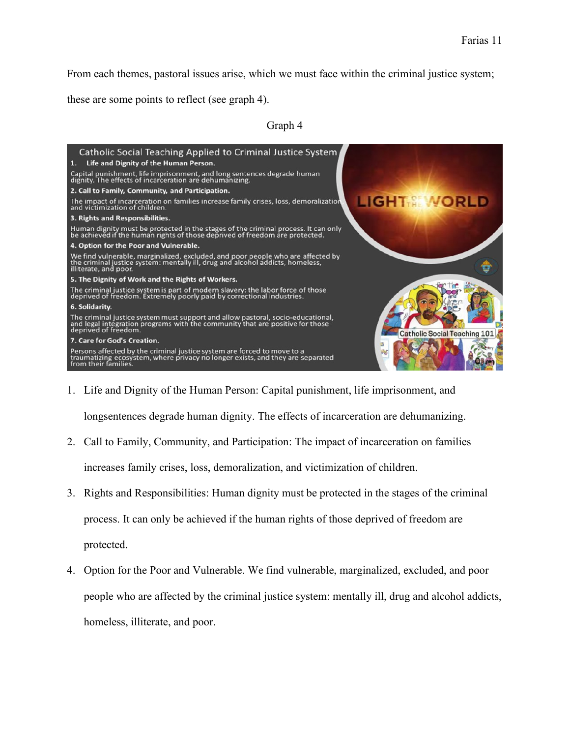From each themes, pastoral issues arise, which we must face within the criminal justice system; these are some points to reflect (see graph 4).

Graph 4

**Catholic Social Teaching Applied to Criminal Justice System**

1. **Life and Dignity of the Human Person.**
   Capital punishment, life imprisonment, and long sentences degrade human dignity. The effects of incarceration are dehumanizing.
2. **Call to Family, Community, and Participation.**
   The impact of incarceration on families increase family crises, loss, demoralization and victimization of children.
3. **Rights and Responsibilities.**
   Human dignity must be protected in the stages of the criminal process. It can only be achieved if the human rights of those deprived of freedom are protected.
4. **Option for the Poor and Vulnerable.**
   We find vulnerable, marginalized, excluded, and poor people who are affected by the criminal justice system: mentally ill, drug and alcohol addicts, homeless, illiterate, and poor.
5. **The Dignity of Work and the Rights of Workers.**
   The criminal justice system is part of modern slavery: the labor force of those deprived of freedom. Extremely poorly paid by correctional industries.
6. **Solidarity.**
   The criminal justice system must support and allow pastoral, socio-educational, and legal integration programs with the community that are positive for those deprived of freedom.
7. **Care for God's Creation.**
   Persons affected by the criminal justice system are forced to move to a traumatizing ecosystem, where privacy no longer exists, and they are separated from their families.

LIGHT OF THE WORLD

Catholic Social Teaching 101

1. Life and Dignity of the Human Person: Capital punishment, life imprisonment, and longsentences degrade human dignity. The effects of incarceration are dehumanizing.
2. Call to Family, Community, and Participation: The impact of incarceration on families increases family crises, loss, demoralization, and victimization of children.
3. Rights and Responsibilities: Human dignity must be protected in the stages of the criminal process. It can only be achieved if the human rights of those deprived of freedom are protected.
4. Option for the Poor and Vulnerable. We find vulnerable, marginalized, excluded, and poor people who are affected by the criminal justice system: mentally ill, drug and alcohol addicts, homeless, illiterate, and poor.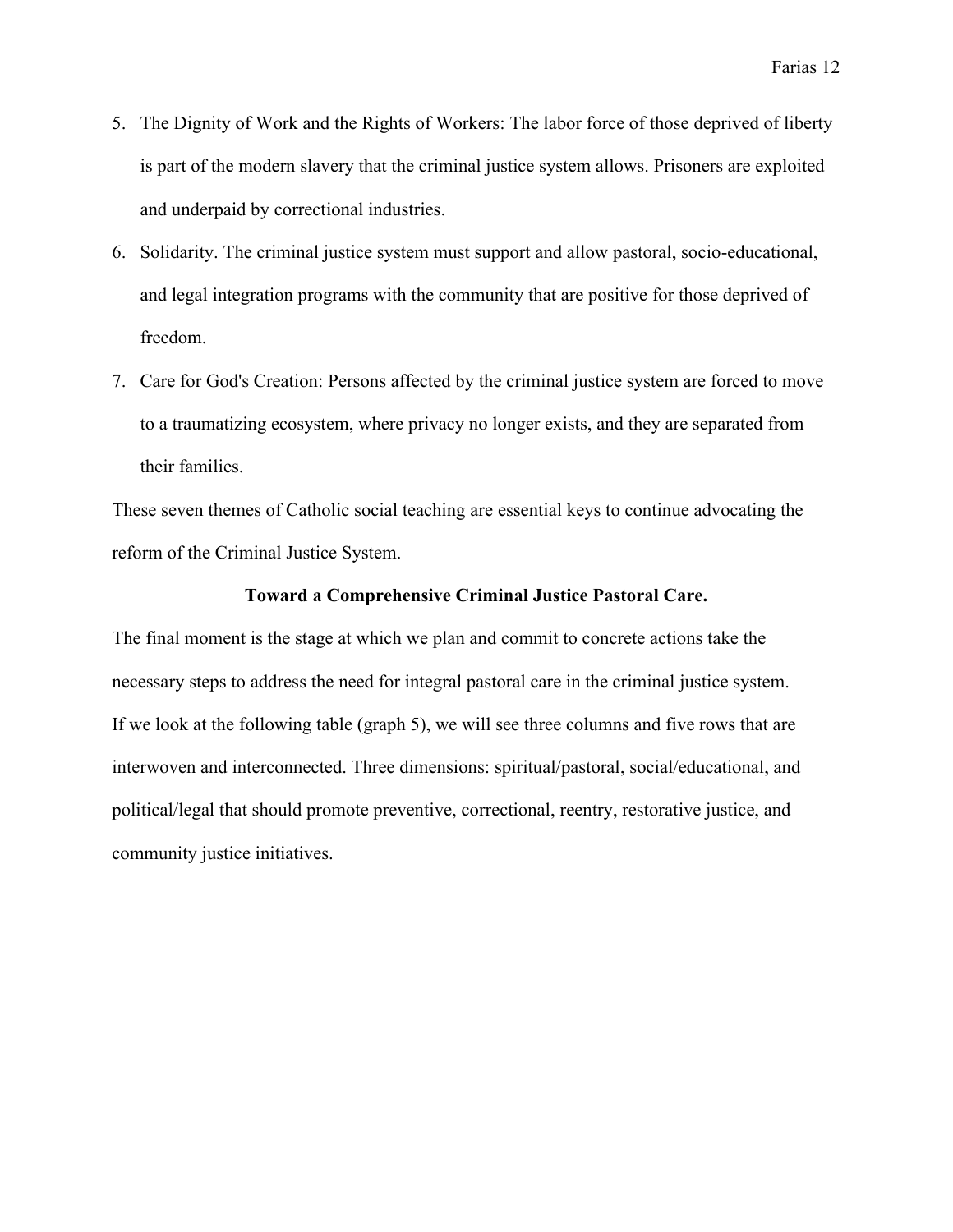5. The Dignity of Work and the Rights of Workers: The labor force of those deprived of liberty is part of the modern slavery that the criminal justice system allows. Prisoners are exploited and underpaid by correctional industries.
6. Solidarity. The criminal justice system must support and allow pastoral, socio-educational, and legal integration programs with the community that are positive for those deprived of freedom.
7. Care for God's Creation: Persons affected by the criminal justice system are forced to move to a traumatizing ecosystem, where privacy no longer exists, and they are separated from their families.

These seven themes of Catholic social teaching are essential keys to continue advocating the reform of the Criminal Justice System.

**Toward a Comprehensive Criminal Justice Pastoral Care.**

The final moment is the stage at which we plan and commit to concrete actions take the necessary steps to address the need for integral pastoral care in the criminal justice system. If we look at the following table (graph 5), we will see three columns and five rows that are interwoven and interconnected. Three dimensions: spiritual/pastoral, social/educational, and political/legal that should promote preventive, correctional, reentry, restorative justice, and community justice initiatives.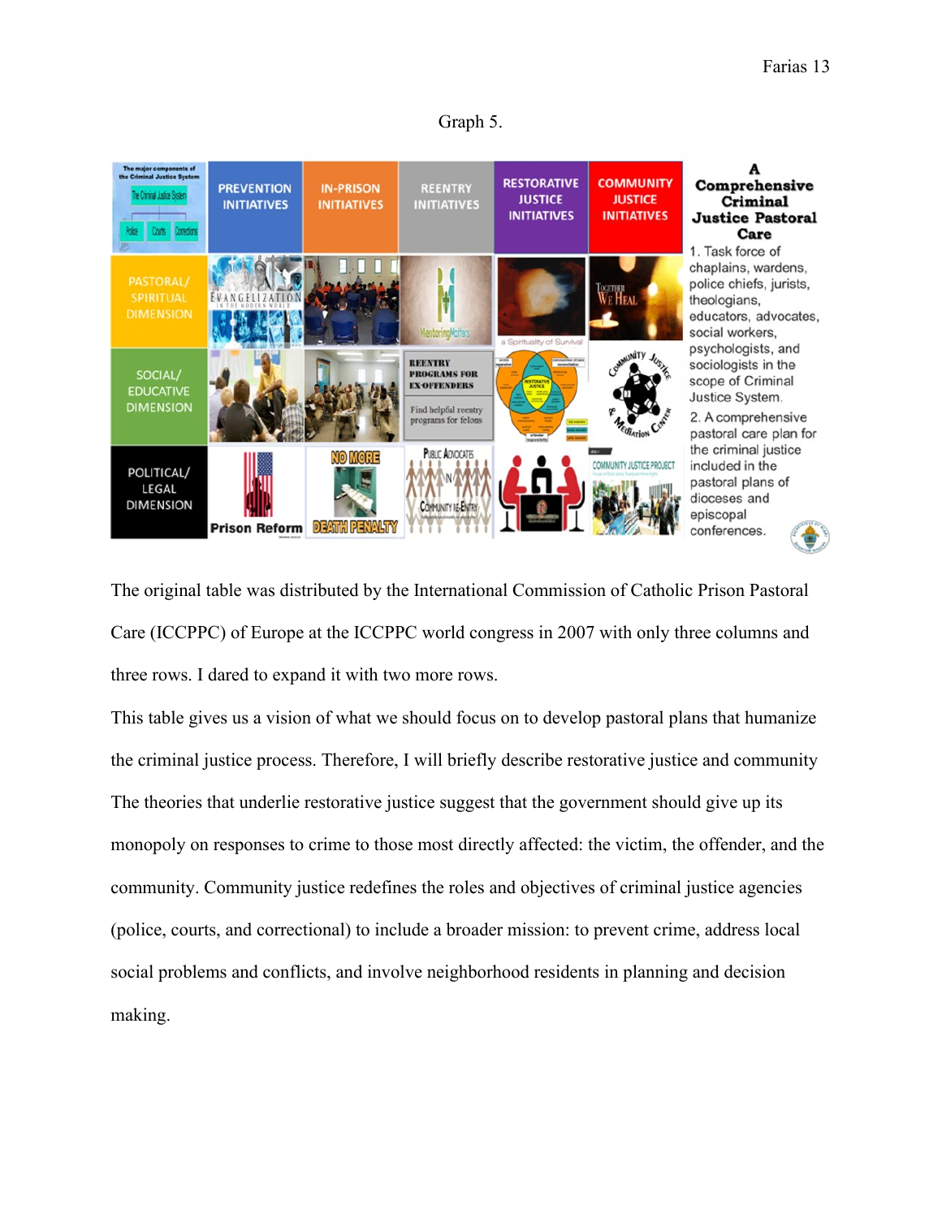Graph 5.

| The major components of the Criminal Justice System | PREVENTION INITIATIVES | IN-PRISON INITIATIVES | REENTRY INITIATIVES | RESTORATIVE JUSTICE INITIATIVES | COMMUNITY JUSTICE INITIATIVES |
|---|---|---|---|---|---|
| PASTORAL/ SPIRITUAL DIMENSION | EVANGELIZATION IN THE MODERN WORLD | | Mentoring Matters | a Spirituality of Survival | Together We Heal |
| SOCIAL/ EDUCATIVE DIMENSION | | | REENTRY PROGRAMS FOR EX-OFFENDERS. Find helpful reentry programs for felons | RESTORATIVE JUSTICE | Community Justice & Mediation Center |
| POLITICAL/ LEGAL DIMENSION | Prison Reform | NO MORE DEATH PENALTY | Public Advocates in Community Re-Entry | | COMMUNITY JUSTICE PROJECT |

**A Comprehensive Criminal Justice Pastoral Care**

1. Task force of chaplains, wardens, police chiefs, jurists, theologians, educators, advocates, social workers, psychologists, and sociologists in the scope of Criminal Justice System.
2. A comprehensive pastoral care plan for the criminal justice included in the pastoral plans of dioceses and episcopal conferences.

The original table was distributed by the International Commission of Catholic Prison Pastoral Care (ICCPPC) of Europe at the ICCPPC world congress in 2007 with only three columns and three rows. I dared to expand it with two more rows.

This table gives us a vision of what we should focus on to develop pastoral plans that humanize the criminal justice process. Therefore, I will briefly describe restorative justice and community The theories that underlie restorative justice suggest that the government should give up its monopoly on responses to crime to those most directly affected: the victim, the offender, and the community. Community justice redefines the roles and objectives of criminal justice agencies (police, courts, and correctional) to include a broader mission: to prevent crime, address local social problems and conflicts, and involve neighborhood residents in planning and decision making.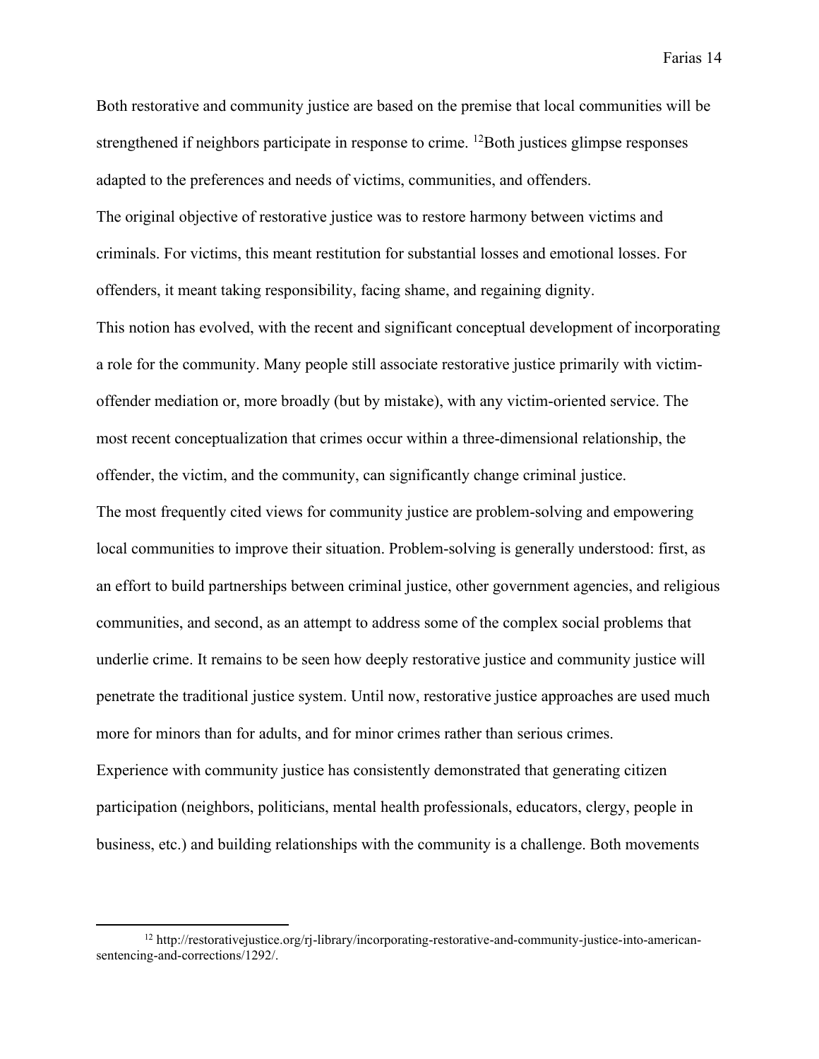Both restorative and community justice are based on the premise that local communities will be strengthened if neighbors participate in response to crime. [12]Both justices glimpse responses adapted to the preferences and needs of victims, communities, and offenders.

The original objective of restorative justice was to restore harmony between victims and criminals. For victims, this meant restitution for substantial losses and emotional losses. For offenders, it meant taking responsibility, facing shame, and regaining dignity.

This notion has evolved, with the recent and significant conceptual development of incorporating a role for the community. Many people still associate restorative justice primarily with victim-offender mediation or, more broadly (but by mistake), with any victim-oriented service. The most recent conceptualization that crimes occur within a three-dimensional relationship, the offender, the victim, and the community, can significantly change criminal justice.

The most frequently cited views for community justice are problem-solving and empowering local communities to improve their situation. Problem-solving is generally understood: first, as an effort to build partnerships between criminal justice, other government agencies, and religious communities, and second, as an attempt to address some of the complex social problems that underlie crime. It remains to be seen how deeply restorative justice and community justice will penetrate the traditional justice system. Until now, restorative justice approaches are used much more for minors than for adults, and for minor crimes rather than serious crimes.

Experience with community justice has consistently demonstrated that generating citizen participation (neighbors, politicians, mental health professionals, educators, clergy, people in business, etc.) and building relationships with the community is a challenge. Both movements

---

[12] http://restorativejustice.org/rj-library/incorporating-restorative-and-community-justice-into-american-sentencing-and-corrections/1292/.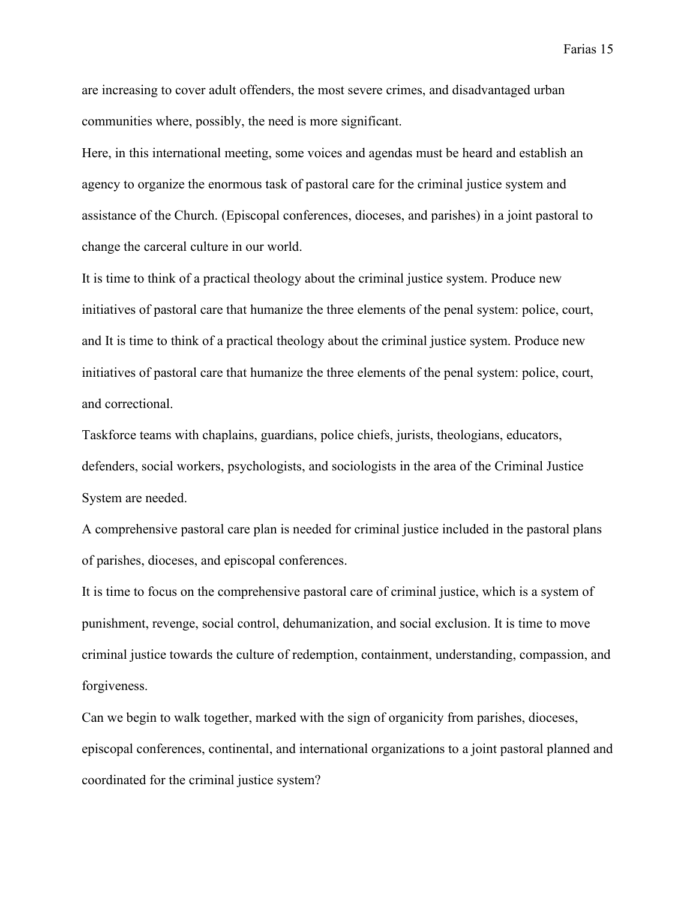are increasing to cover adult offenders, the most severe crimes, and disadvantaged urban communities where, possibly, the need is more significant.

Here, in this international meeting, some voices and agendas must be heard and establish an agency to organize the enormous task of pastoral care for the criminal justice system and assistance of the Church. (Episcopal conferences, dioceses, and parishes) in a joint pastoral to change the carceral culture in our world.

It is time to think of a practical theology about the criminal justice system. Produce new initiatives of pastoral care that humanize the three elements of the penal system: police, court, and It is time to think of a practical theology about the criminal justice system. Produce new initiatives of pastoral care that humanize the three elements of the penal system: police, court, and correctional.

Taskforce teams with chaplains, guardians, police chiefs, jurists, theologians, educators, defenders, social workers, psychologists, and sociologists in the area of the Criminal Justice System are needed.

A comprehensive pastoral care plan is needed for criminal justice included in the pastoral plans of parishes, dioceses, and episcopal conferences.

It is time to focus on the comprehensive pastoral care of criminal justice, which is a system of punishment, revenge, social control, dehumanization, and social exclusion. It is time to move criminal justice towards the culture of redemption, containment, understanding, compassion, and forgiveness.

Can we begin to walk together, marked with the sign of organicity from parishes, dioceses, episcopal conferences, continental, and international organizations to a joint pastoral planned and coordinated for the criminal justice system?